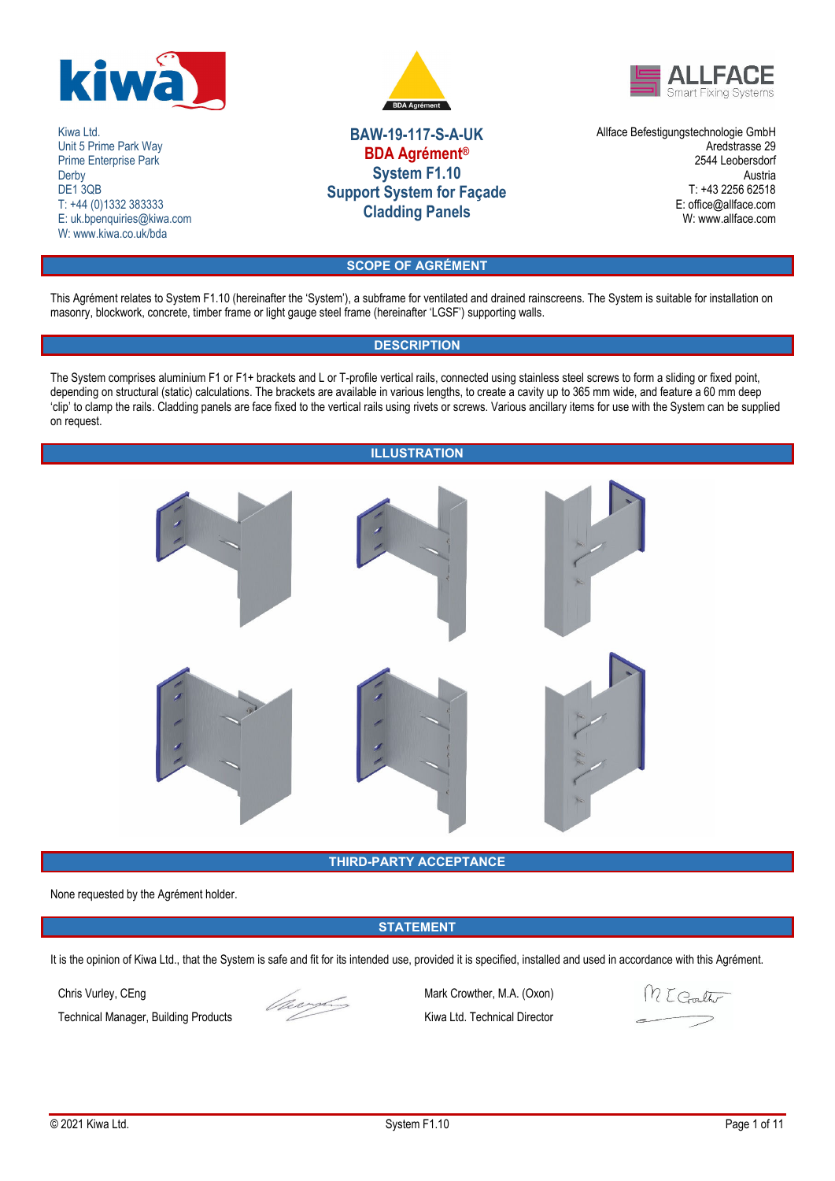Kiwa Ltd.
Unit 5 Prime Park Way
Prime Enterprise Park
Derby
DE1 3QB
T: +44 (0)1332 383333
E: uk.bpenquiries@kiwa.com
W: www.kiwa.co.uk/bda

# BAW-19-117-S-A-UK
# BDA Agrément®
# System F1.10
# Support System for Façade Cladding Panels

Allface Befestigungstechnologie GmbH
Aredstrasse 29
2544 Leobersdorf
Austria
T: +43 2256 62518
E: office@allface.com
W: www.allface.com

## SCOPE OF AGRÉMENT

This Agrément relates to System F1.10 (hereinafter the 'System'), a subframe for ventilated and drained rainscreens. The System is suitable for installation on masonry, blockwork, concrete, timber frame or light gauge steel frame (hereinafter 'LGSF') supporting walls.

## DESCRIPTION

The System comprises aluminium F1 or F1+ brackets and L or T-profile vertical rails, connected using stainless steel screws to form a sliding or fixed point, depending on structural (static) calculations. The brackets are available in various lengths, to create a cavity up to 365 mm wide, and feature a 60 mm deep 'clip' to clamp the rails. Cladding panels are face fixed to the vertical rails using rivets or screws. Various ancillary items for use with the System can be supplied on request.

## ILLUSTRATION

## THIRD-PARTY ACCEPTANCE

None requested by the Agrément holder.

## STATEMENT

It is the opinion of Kiwa Ltd., that the System is safe and fit for its intended use, provided it is specified, installed and used in accordance with this Agrément.

Chris Vurley, CEng
Technical Manager, Building Products

Mark Crowther, M.A. (Oxon)
Kiwa Ltd. Technical Director

© 2021 Kiwa Ltd.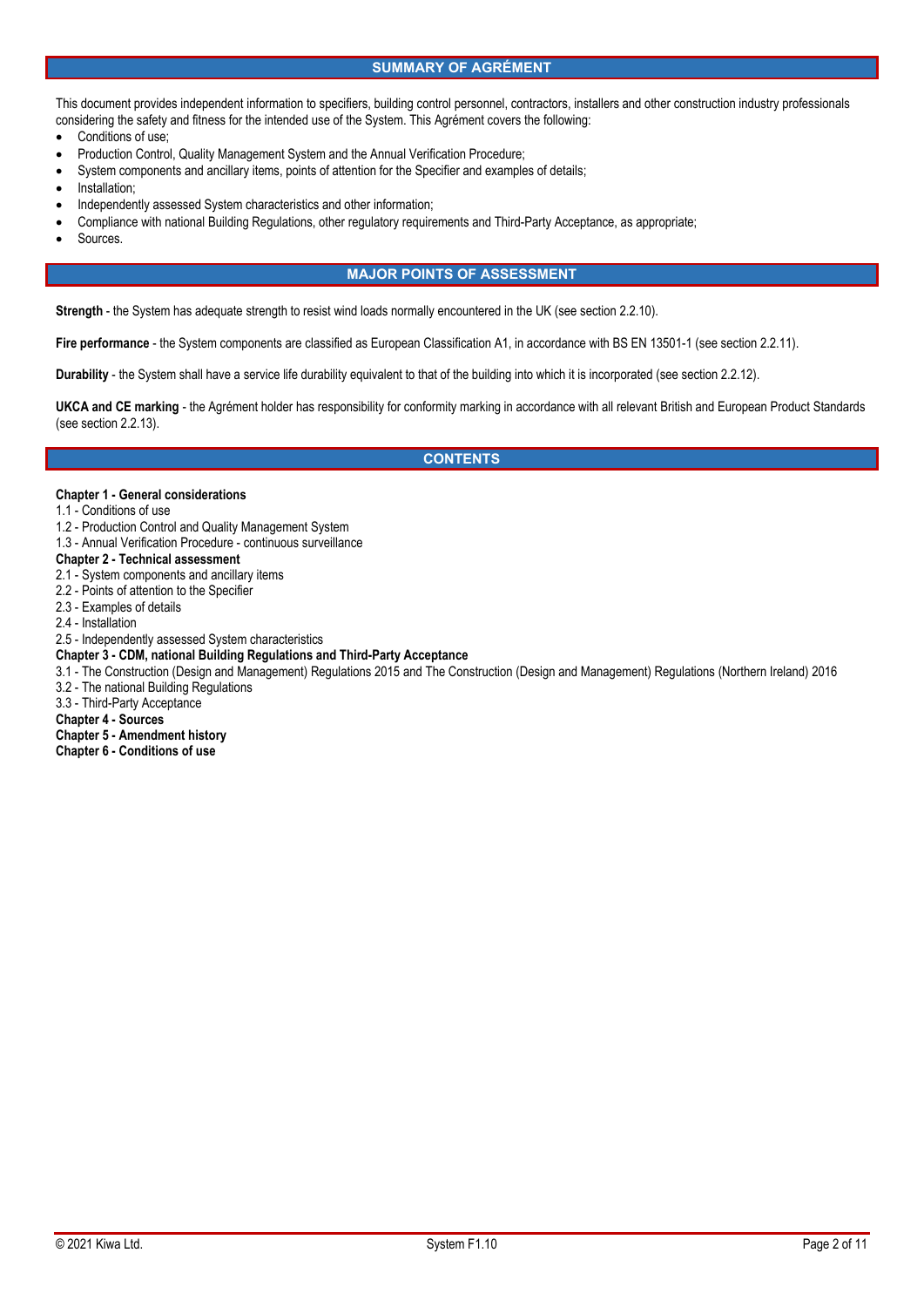## SUMMARY OF AGRÉMENT

This document provides independent information to specifiers, building control personnel, contractors, installers and other construction industry professionals considering the safety and fitness for the intended use of the System. This Agrément covers the following:

- Conditions of use;
- Production Control, Quality Management System and the Annual Verification Procedure;
- System components and ancillary items, points of attention for the Specifier and examples of details;
- Installation;
- Independently assessed System characteristics and other information;
- Compliance with national Building Regulations, other regulatory requirements and Third-Party Acceptance, as appropriate;
- Sources.

## MAJOR POINTS OF ASSESSMENT

**Strength** - the System has adequate strength to resist wind loads normally encountered in the UK (see section 2.2.10).

**Fire performance** - the System components are classified as European Classification A1, in accordance with BS EN 13501-1 (see section 2.2.11).

**Durability** - the System shall have a service life durability equivalent to that of the building into which it is incorporated (see section 2.2.12).

**UKCA and CE marking** - the Agrément holder has responsibility for conformity marking in accordance with all relevant British and European Product Standards (see section 2.2.13).

## CONTENTS

**Chapter 1 - General considerations**
1.1 - Conditions of use
1.2 - Production Control and Quality Management System
1.3 - Annual Verification Procedure - continuous surveillance
**Chapter 2 - Technical assessment**
2.1 - System components and ancillary items
2.2 - Points of attention to the Specifier
2.3 - Examples of details
2.4 - Installation
2.5 - Independently assessed System characteristics
**Chapter 3 - CDM, national Building Regulations and Third-Party Acceptance**
3.1 - The Construction (Design and Management) Regulations 2015 and The Construction (Design and Management) Regulations (Northern Ireland) 2016
3.2 - The national Building Regulations
3.3 - Third-Party Acceptance
**Chapter 4 - Sources**
**Chapter 5 - Amendment history**
**Chapter 6 - Conditions of use**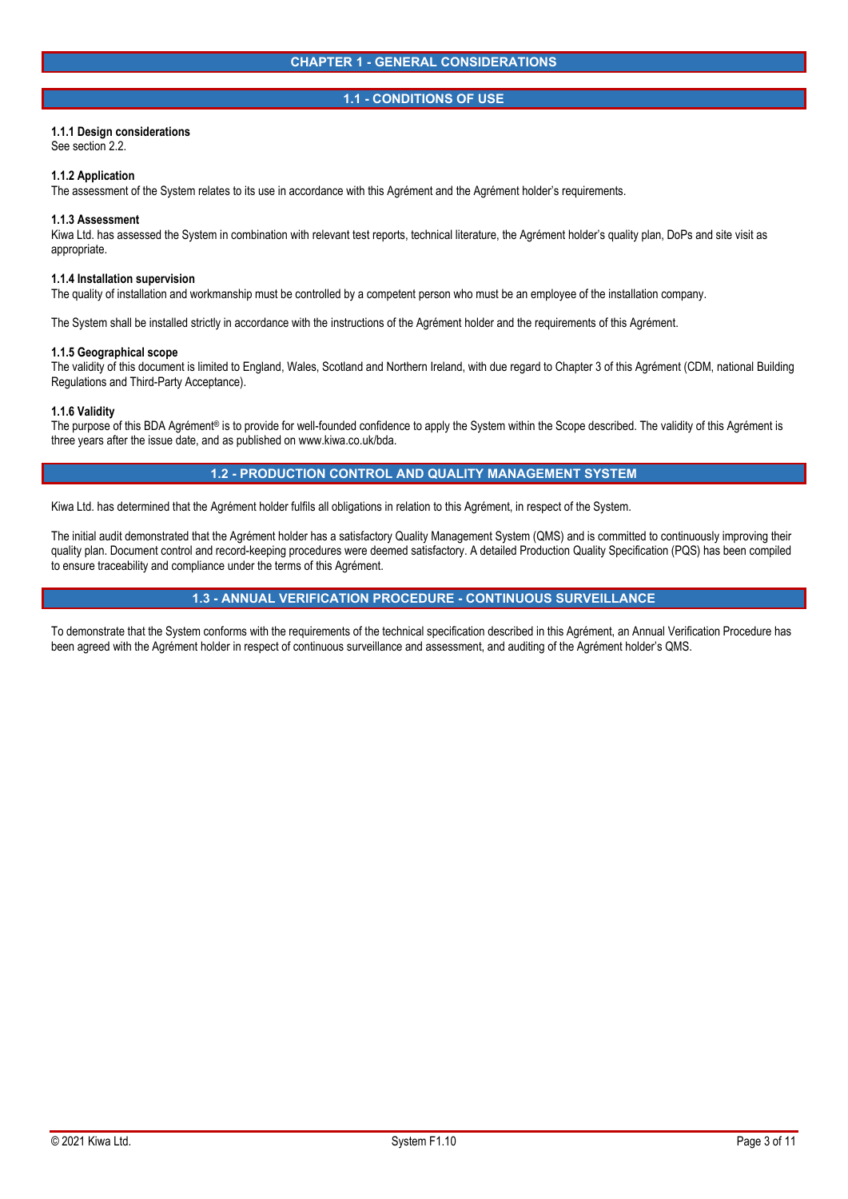# CHAPTER 1 - GENERAL CONSIDERATIONS

## 1.1 - CONDITIONS OF USE

**1.1.1 Design considerations**
See section 2.2.

**1.1.2 Application**
The assessment of the System relates to its use in accordance with this Agrément and the Agrément holder's requirements.

**1.1.3 Assessment**
Kiwa Ltd. has assessed the System in combination with relevant test reports, technical literature, the Agrément holder's quality plan, DoPs and site visit as appropriate.

**1.1.4 Installation supervision**
The quality of installation and workmanship must be controlled by a competent person who must be an employee of the installation company.

The System shall be installed strictly in accordance with the instructions of the Agrément holder and the requirements of this Agrément.

**1.1.5 Geographical scope**
The validity of this document is limited to England, Wales, Scotland and Northern Ireland, with due regard to Chapter 3 of this Agrément (CDM, national Building Regulations and Third-Party Acceptance).

**1.1.6 Validity**
The purpose of this BDA Agrément® is to provide for well-founded confidence to apply the System within the Scope described. The validity of this Agrément is three years after the issue date, and as published on www.kiwa.co.uk/bda.

## 1.2 - PRODUCTION CONTROL AND QUALITY MANAGEMENT SYSTEM

Kiwa Ltd. has determined that the Agrément holder fulfils all obligations in relation to this Agrément, in respect of the System.

The initial audit demonstrated that the Agrément holder has a satisfactory Quality Management System (QMS) and is committed to continuously improving their quality plan. Document control and record-keeping procedures were deemed satisfactory. A detailed Production Quality Specification (PQS) has been compiled to ensure traceability and compliance under the terms of this Agrément.

## 1.3 - ANNUAL VERIFICATION PROCEDURE - CONTINUOUS SURVEILLANCE

To demonstrate that the System conforms with the requirements of the technical specification described in this Agrément, an Annual Verification Procedure has been agreed with the Agrément holder in respect of continuous surveillance and assessment, and auditing of the Agrément holder's QMS.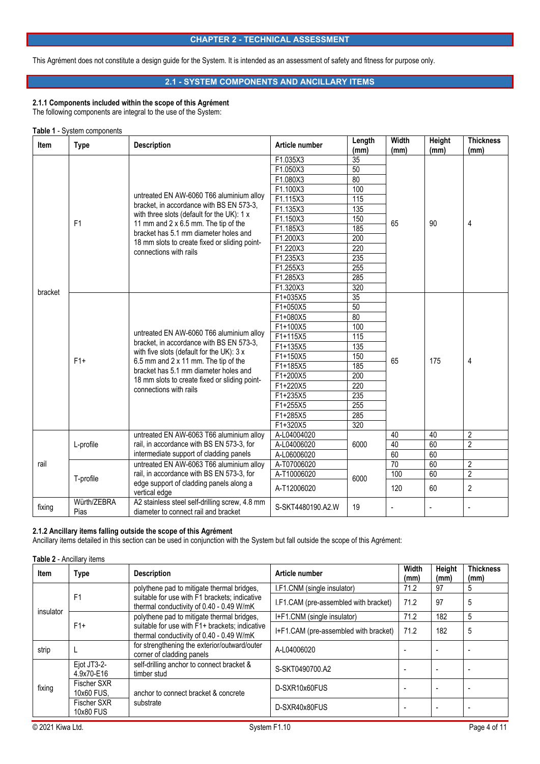## CHAPTER 2 - TECHNICAL ASSESSMENT

This Agrément does not constitute a design guide for the System. It is intended as an assessment of safety and fitness for purpose only.

### 2.1 - SYSTEM COMPONENTS AND ANCILLARY ITEMS

**2.1.1 Components included within the scope of this Agrément**
The following components are integral to the use of the System:

**Table 1** - System components

| Item | Type | Description | Article number | Length (mm) | Width (mm) | Height (mm) | Thickness (mm) |
|---|---|---|---|---|---|---|---|
| bracket | F1 | untreated EN AW-6060 T66 aluminium alloy bracket, in accordance with BS EN 573-3, with three slots (default for the UK): 1 x 11 mm and 2 x 6.5 mm. The tip of the bracket has 5.1 mm diameter holes and 18 mm slots to create fixed or sliding point-connections with rails | F1.035X3 | 35 | 65 | 90 | 4 |
| | | | F1.050X3 | 50 | | | |
| | | | F1.080X3 | 80 | | | |
| | | | F1.100X3 | 100 | | | |
| | | | F1.115X3 | 115 | | | |
| | | | F1.135X3 | 135 | | | |
| | | | F1.150X3 | 150 | | | |
| | | | F1.185X3 | 185 | | | |
| | | | F1.200X3 | 200 | | | |
| | | | F1.220X3 | 220 | | | |
| | | | F1.235X3 | 235 | | | |
| | | | F1.255X3 | 255 | | | |
| | | | F1.285X3 | 285 | | | |
| | | | F1.320X3 | 320 | | | |
| | F1+ | untreated EN AW-6060 T66 aluminium alloy bracket, in accordance with BS EN 573-3, with five slots (default for the UK): 3 x 6.5 mm and 2 x 11 mm. The tip of the bracket has 5.1 mm diameter holes and 18 mm slots to create fixed or sliding point-connections with rails | F1+035X5 | 35 | 65 | 175 | 4 |
| | | | F1+050X5 | 50 | | | |
| | | | F1+080X5 | 80 | | | |
| | | | F1+100X5 | 100 | | | |
| | | | F1+115X5 | 115 | | | |
| | | | F1+135X5 | 135 | | | |
| | | | F1+150X5 | 150 | | | |
| | | | F1+185X5 | 185 | | | |
| | | | F1+200X5 | 200 | | | |
| | | | F1+220X5 | 220 | | | |
| | | | F1+235X5 | 235 | | | |
| | | | F1+255X5 | 255 | | | |
| | | | F1+285X5 | 285 | | | |
| | | | F1+320X5 | 320 | | | |
| rail | L-profile | untreated EN AW-6063 T66 aluminium alloy rail, in accordance with BS EN 573-3, for intermediate support of cladding panels | A-L04004020 | 6000 | 40 | 40 | 2 |
| | | | A-L04006020 | | 40 | 60 | 2 |
| | | | A-L06006020 | | 60 | 60 | |
| | T-profile | untreated EN AW-6063 T66 aluminium alloy rail, in accordance with BS EN 573-3, for edge support of cladding panels along a vertical edge | A-T07006020 | 6000 | 70 | 60 | 2 |
| | | | A-T10006020 | | 100 | 60 | 2 |
| | | | A-T12006020 | | 120 | 60 | 2 |
| fixing | Würth/ZEBRA Pias | A2 stainless steel self-drilling screw, 4.8 mm diameter to connect rail and bracket | S-SKT4480190.A2.W | 19 | - | - | - |

**2.1.2 Ancillary items falling outside the scope of this Agrément**
Ancillary items detailed in this section can be used in conjunction with the System but fall outside the scope of this Agrément:

**Table 2** - Ancillary items

| Item | Type | Description | Article number | Width (mm) | Height (mm) | Thickness (mm) |
|---|---|---|---|---|---|---|
| insulator | F1 | polythene pad to mitigate thermal bridges, suitable for use with F1 brackets; indicative thermal conductivity of 0.40 - 0.49 W/mK | I.F1.CNM (single insulator) | 71.2 | 97 | 5 |
| | | | I.F1.CAM (pre-assembled with bracket) | 71.2 | 97 | 5 |
| | F1+ | polythene pad to mitigate thermal bridges, suitable for use with F1+ brackets; indicative thermal conductivity of 0.40 - 0.49 W/mK | I+F1.CNM (single insulator) | 71.2 | 182 | 5 |
| | | | I+F1.CAM (pre-assembled with bracket) | 71.2 | 182 | 5 |
| strip | L | for strengthening the exterior/outward/outer corner of cladding panels | A-L04006020 | - | - | - |
| fixing | Ejot JT3-2-4.9x70-E16 | self-drilling anchor to connect bracket & timber stud | S-SKT0490700.A2 | - | - | - |
| | Fischer SXR 10x60 FUS, | anchor to connect bracket & concrete substrate | D-SXR10x60FUS | - | - | - |
| | Fischer SXR 10x80 FUS | | D-SXR40x80FUS | - | - | - |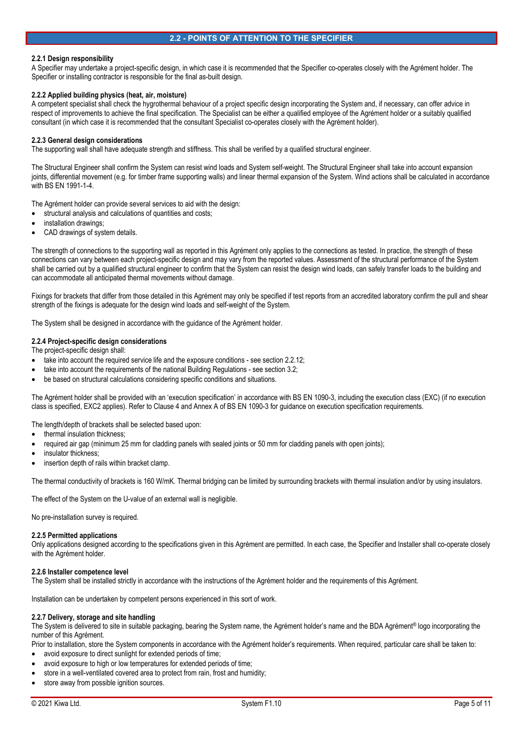## 2.2 - POINTS OF ATTENTION TO THE SPECIFIER

### 2.2.1 Design responsibility

A Specifier may undertake a project-specific design, in which case it is recommended that the Specifier co-operates closely with the Agrément holder. The Specifier or installing contractor is responsible for the final as-built design.

### 2.2.2 Applied building physics (heat, air, moisture)

A competent specialist shall check the hygrothermal behaviour of a project specific design incorporating the System and, if necessary, can offer advice in respect of improvements to achieve the final specification. The Specialist can be either a qualified employee of the Agrément holder or a suitably qualified consultant (in which case it is recommended that the consultant Specialist co-operates closely with the Agrément holder).

### 2.2.3 General design considerations

The supporting wall shall have adequate strength and stiffness. This shall be verified by a qualified structural engineer.

The Structural Engineer shall confirm the System can resist wind loads and System self-weight. The Structural Engineer shall take into account expansion joints, differential movement (e.g. for timber frame supporting walls) and linear thermal expansion of the System. Wind actions shall be calculated in accordance with BS EN 1991-1-4.

The Agrément holder can provide several services to aid with the design:

- structural analysis and calculations of quantities and costs;
- installation drawings;
- CAD drawings of system details.

The strength of connections to the supporting wall as reported in this Agrément only applies to the connections as tested. In practice, the strength of these connections can vary between each project-specific design and may vary from the reported values. Assessment of the structural performance of the System shall be carried out by a qualified structural engineer to confirm that the System can resist the design wind loads, can safely transfer loads to the building and can accommodate all anticipated thermal movements without damage.

Fixings for brackets that differ from those detailed in this Agrément may only be specified if test reports from an accredited laboratory confirm the pull and shear strength of the fixings is adequate for the design wind loads and self-weight of the System.

The System shall be designed in accordance with the guidance of the Agrément holder.

### 2.2.4 Project-specific design considerations

The project-specific design shall:

- take into account the required service life and the exposure conditions - see section 2.2.12;
- take into account the requirements of the national Building Regulations - see section 3.2;
- be based on structural calculations considering specific conditions and situations.

The Agrément holder shall be provided with an 'execution specification' in accordance with BS EN 1090-3, including the execution class (EXC) (if no execution class is specified, EXC2 applies). Refer to Clause 4 and Annex A of BS EN 1090-3 for guidance on execution specification requirements.

The length/depth of brackets shall be selected based upon:

- thermal insulation thickness;
- required air gap (minimum 25 mm for cladding panels with sealed joints or 50 mm for cladding panels with open joints);
- insulator thickness;
- insertion depth of rails within bracket clamp.

The thermal conductivity of brackets is 160 W/mK. Thermal bridging can be limited by surrounding brackets with thermal insulation and/or by using insulators.

The effect of the System on the U-value of an external wall is negligible.

No pre-installation survey is required.

### 2.2.5 Permitted applications

Only applications designed according to the specifications given in this Agrément are permitted. In each case, the Specifier and Installer shall co-operate closely with the Agrément holder.

### 2.2.6 Installer competence level

The System shall be installed strictly in accordance with the instructions of the Agrément holder and the requirements of this Agrément.

Installation can be undertaken by competent persons experienced in this sort of work.

### 2.2.7 Delivery, storage and site handling

The System is delivered to site in suitable packaging, bearing the System name, the Agrément holder's name and the BDA Agrément® logo incorporating the number of this Agrément.

Prior to installation, store the System components in accordance with the Agrément holder's requirements. When required, particular care shall be taken to:

- avoid exposure to direct sunlight for extended periods of time;
- avoid exposure to high or low temperatures for extended periods of time;
- store in a well-ventilated covered area to protect from rain, frost and humidity;
- store away from possible ignition sources.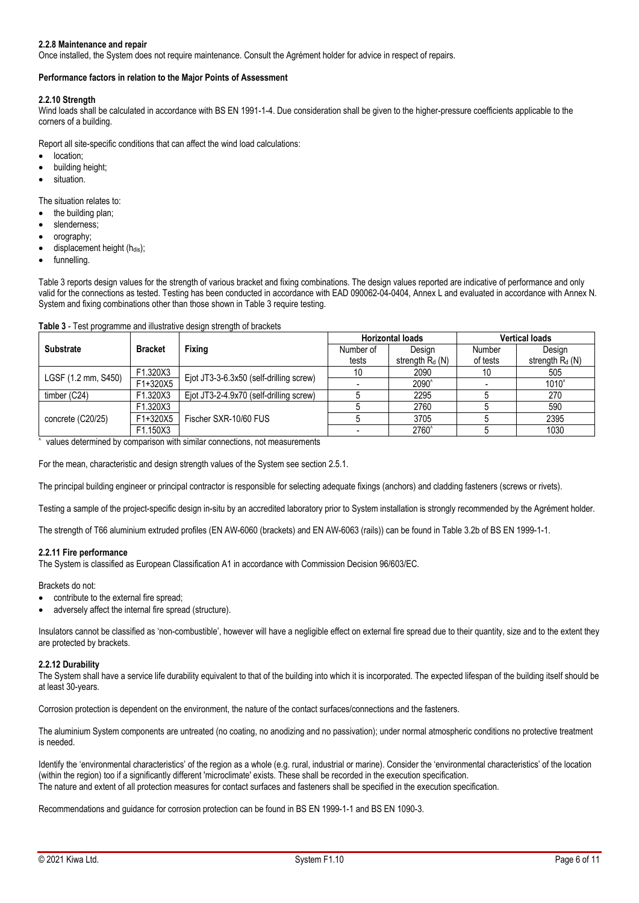#### 2.2.8 Maintenance and repair

Once installed, the System does not require maintenance. Consult the Agrément holder for advice in respect of repairs.

**Performance factors in relation to the Major Points of Assessment**

#### 2.2.10 Strength

Wind loads shall be calculated in accordance with BS EN 1991-1-4. Due consideration shall be given to the higher-pressure coefficients applicable to the corners of a building.

Report all site-specific conditions that can affect the wind load calculations:

- location;
- building height;
- situation.

The situation relates to:

- the building plan;
- slenderness;
- orography;
- displacement height ($h_{dis}$);
- funnelling.

Table 3 reports design values for the strength of various bracket and fixing combinations. The design values reported are indicative of performance and only valid for the connections as tested. Testing has been conducted in accordance with EAD 090062-04-0404, Annex L and evaluated in accordance with Annex N. System and fixing combinations other than those shown in Table 3 require testing.

**Table 3** - Test programme and illustrative design strength of brackets

| Substrate | Bracket | Fixing | Horizontal loads | | Vertical loads | |
|---|---|---|---|---|---|---|
| | | | Number of tests | Design strength $R_d$ (N) | Number of tests | Design strength $R_d$ (N) |
| LGSF (1.2 mm, S450) | F1.320X3 | Ejot JT3-3-6.3x50 (self-drilling screw) | 10 | 2090 | 10 | 505 |
| | F1+320X5 | | - | 2090^ | - | 1010^ |
| timber (C24) | F1.320X3 | Ejot JT3-2-4.9x70 (self-drilling screw) | 5 | 2295 | 5 | 270 |
| concrete (C20/25) | F1.320X3 | Fischer SXR-10/60 FUS | 5 | 2760 | 5 | 590 |
| | F1+320X5 | | 5 | 3705 | 5 | 2395 |
| | F1.150X3 | | - | 2760^ | 5 | 1030 |

^ values determined by comparison with similar connections, not measurements

For the mean, characteristic and design strength values of the System see section 2.5.1.

The principal building engineer or principal contractor is responsible for selecting adequate fixings (anchors) and cladding fasteners (screws or rivets).

Testing a sample of the project-specific design in-situ by an accredited laboratory prior to System installation is strongly recommended by the Agrément holder.

The strength of T66 aluminium extruded profiles (EN AW-6060 (brackets) and EN AW-6063 (rails)) can be found in Table 3.2b of BS EN 1999-1-1.

#### 2.2.11 Fire performance

The System is classified as European Classification A1 in accordance with Commission Decision 96/603/EC.

Brackets do not:

- contribute to the external fire spread;
- adversely affect the internal fire spread (structure).

Insulators cannot be classified as 'non-combustible', however will have a negligible effect on external fire spread due to their quantity, size and to the extent they are protected by brackets.

#### 2.2.12 Durability

The System shall have a service life durability equivalent to that of the building into which it is incorporated. The expected lifespan of the building itself should be at least 30-years.

Corrosion protection is dependent on the environment, the nature of the contact surfaces/connections and the fasteners.

The aluminium System components are untreated (no coating, no anodizing and no passivation); under normal atmospheric conditions no protective treatment is needed.

Identify the 'environmental characteristics' of the region as a whole (e.g. rural, industrial or marine). Consider the 'environmental characteristics' of the location (within the region) too if a significantly different 'microclimate' exists. These shall be recorded in the execution specification.
The nature and extent of all protection measures for contact surfaces and fasteners shall be specified in the execution specification.

Recommendations and guidance for corrosion protection can be found in BS EN 1999-1-1 and BS EN 1090-3.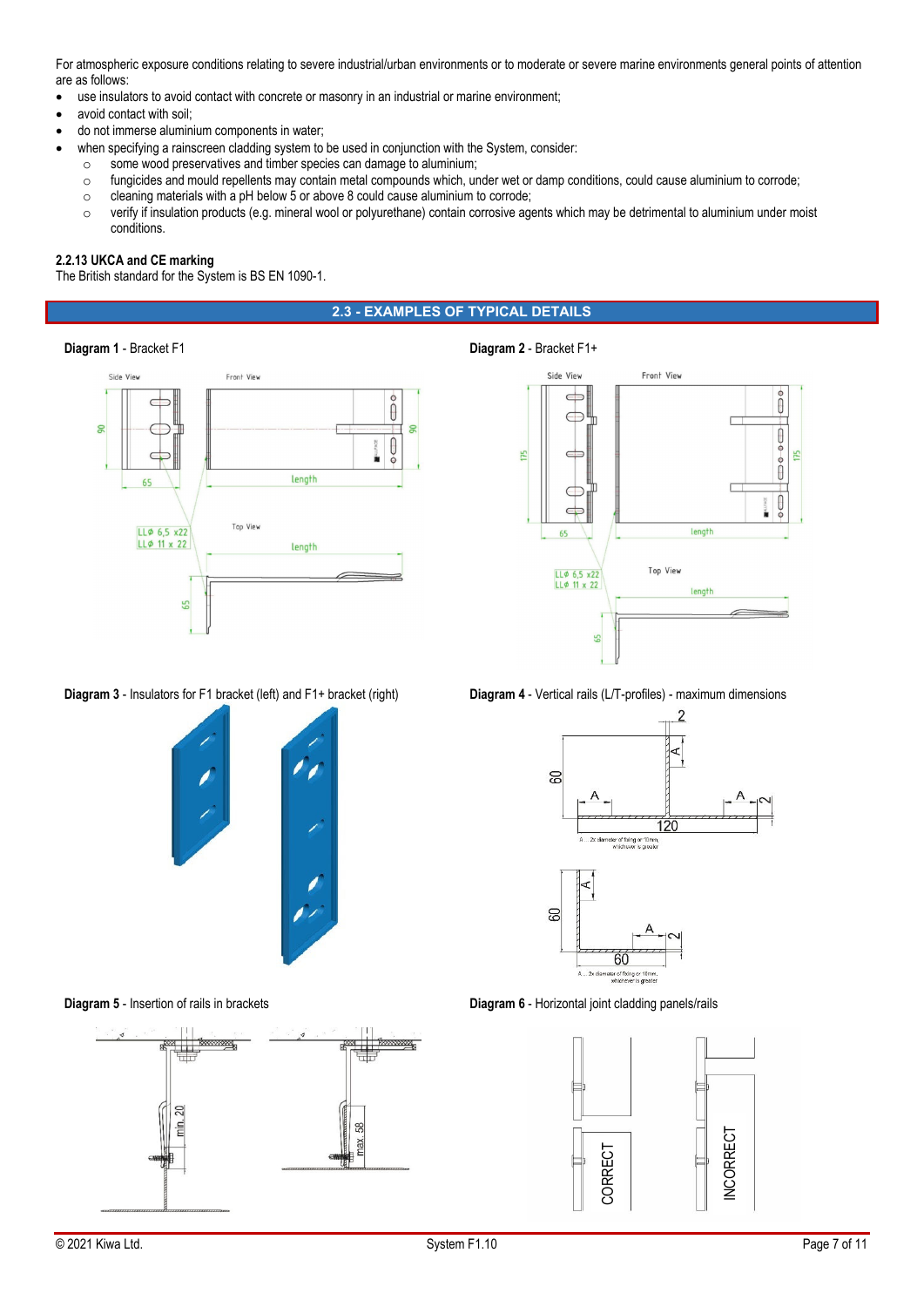For atmospheric exposure conditions relating to severe industrial/urban environments or to moderate or severe marine environments general points of attention are as follows:

- use insulators to avoid contact with concrete or masonry in an industrial or marine environment;
- avoid contact with soil;
- do not immerse aluminium components in water;
- when specifying a rainscreen cladding system to be used in conjunction with the System, consider:
  - some wood preservatives and timber species can damage to aluminium;
  - fungicides and mould repellents may contain metal compounds which, under wet or damp conditions, could cause aluminium to corrode;
  - cleaning materials with a pH below 5 or above 8 could cause aluminium to corrode;
  - verify if insulation products (e.g. mineral wool or polyurethane) contain corrosive agents which may be detrimental to aluminium under moist conditions.

**2.2.13 UKCA and CE marking**

The British standard for the System is BS EN 1090-1.

## 2.3 - EXAMPLES OF TYPICAL DETAILS

**Diagram 1** - Bracket F1

**Diagram 2** - Bracket F1+

**Diagram 3** - Insulators for F1 bracket (left) and F1+ bracket (right)

**Diagram 4** - Vertical rails (L/T-profiles) - maximum dimensions

**Diagram 5** - Insertion of rails in brackets

**Diagram 6** - Horizontal joint cladding panels/rails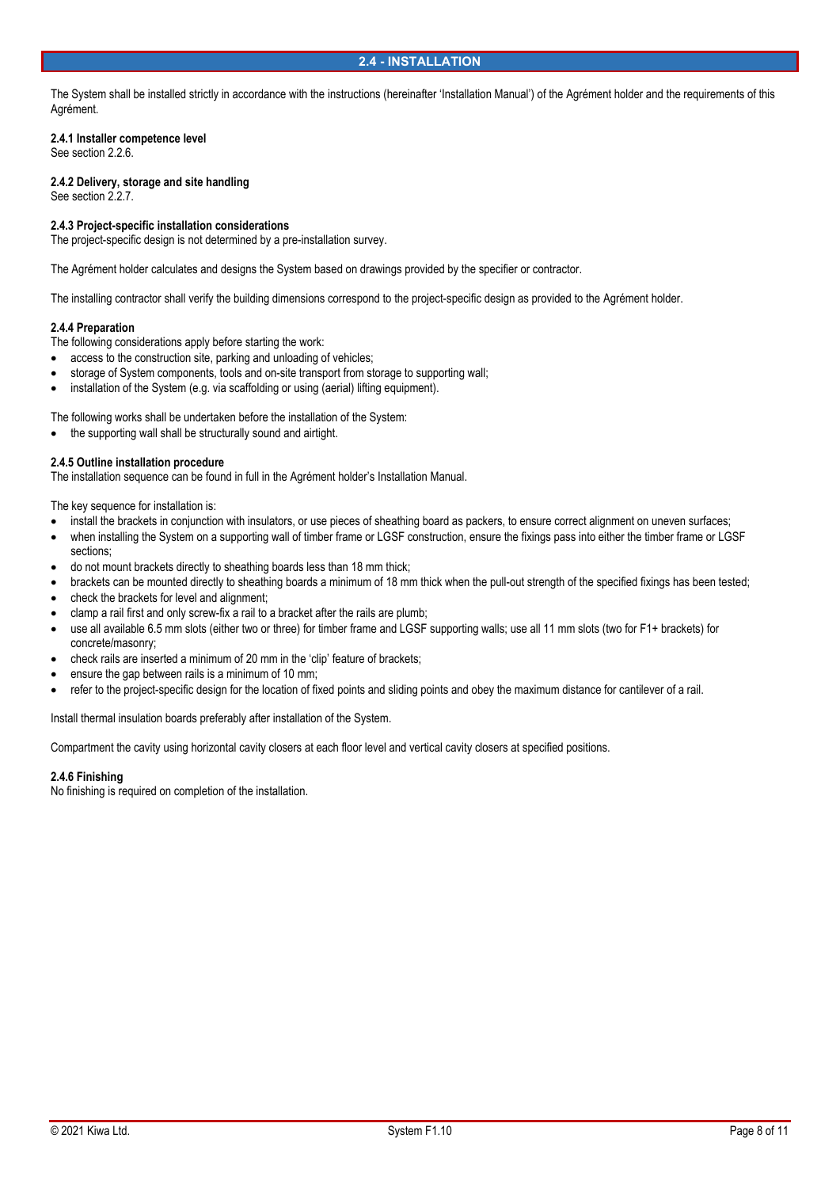## 2.4 - INSTALLATION

The System shall be installed strictly in accordance with the instructions (hereinafter 'Installation Manual') of the Agrément holder and the requirements of this Agrément.

### 2.4.1 Installer competence level

See section 2.2.6.

### 2.4.2 Delivery, storage and site handling

See section 2.2.7.

### 2.4.3 Project-specific installation considerations

The project-specific design is not determined by a pre-installation survey.

The Agrément holder calculates and designs the System based on drawings provided by the specifier or contractor.

The installing contractor shall verify the building dimensions correspond to the project-specific design as provided to the Agrément holder.

### 2.4.4 Preparation

The following considerations apply before starting the work:

- access to the construction site, parking and unloading of vehicles;
- storage of System components, tools and on-site transport from storage to supporting wall;
- installation of the System (e.g. via scaffolding or using (aerial) lifting equipment).

The following works shall be undertaken before the installation of the System:

- the supporting wall shall be structurally sound and airtight.

### 2.4.5 Outline installation procedure

The installation sequence can be found in full in the Agrément holder's Installation Manual.

The key sequence for installation is:

- install the brackets in conjunction with insulators, or use pieces of sheathing board as packers, to ensure correct alignment on uneven surfaces;
- when installing the System on a supporting wall of timber frame or LGSF construction, ensure the fixings pass into either the timber frame or LGSF sections;
- do not mount brackets directly to sheathing boards less than 18 mm thick;
- brackets can be mounted directly to sheathing boards a minimum of 18 mm thick when the pull-out strength of the specified fixings has been tested;
- check the brackets for level and alignment;
- clamp a rail first and only screw-fix a rail to a bracket after the rails are plumb;
- use all available 6.5 mm slots (either two or three) for timber frame and LGSF supporting walls; use all 11 mm slots (two for F1+ brackets) for concrete/masonry;
- check rails are inserted a minimum of 20 mm in the 'clip' feature of brackets;
- ensure the gap between rails is a minimum of 10 mm;
- refer to the project-specific design for the location of fixed points and sliding points and obey the maximum distance for cantilever of a rail.

Install thermal insulation boards preferably after installation of the System.

Compartment the cavity using horizontal cavity closers at each floor level and vertical cavity closers at specified positions.

### 2.4.6 Finishing

No finishing is required on completion of the installation.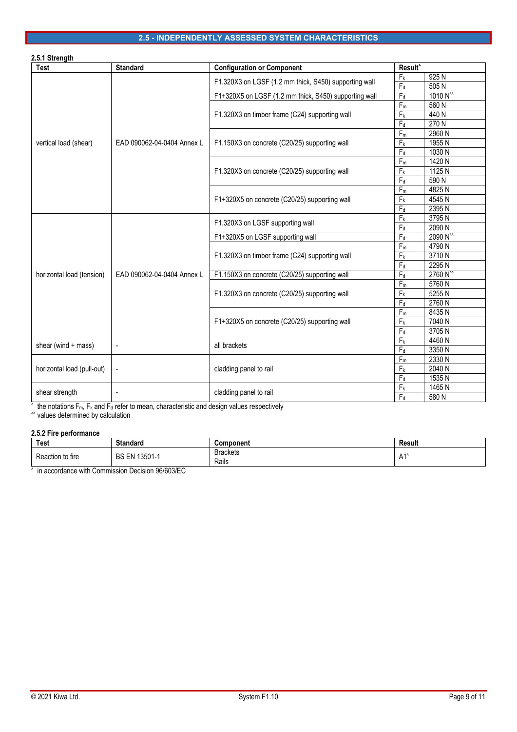## 2.5 - INDEPENDENTLY ASSESSED SYSTEM CHARACTERISTICS

### 2.5.1 Strength

| Test | Standard | Configuration or Component | Result^ | |
|---|---|---|---|---|
| vertical load (shear) | EAD 090062-04-0404 Annex L | F1.320X3 on LGSF (1.2 mm thick, S450) supporting wall | $F_k$ | 925 N |
| | | | $F_d$ | 505 N |
| | | F1+320X5 on LGSF (1.2 mm thick, S450) supporting wall | $F_d$ | 1010 N^^ |
| | | F1.320X3 on timber frame (C24) supporting wall | $F_m$ | 560 N |
| | | | $F_k$ | 440 N |
| | | | $F_d$ | 270 N |
| | | F1.150X3 on concrete (C20/25) supporting wall | $F_m$ | 2960 N |
| | | | $F_k$ | 1955 N |
| | | | $F_d$ | 1030 N |
| | | F1.320X3 on concrete (C20/25) supporting wall | $F_m$ | 1420 N |
| | | | $F_k$ | 1125 N |
| | | | $F_d$ | 590 N |
| | | F1+320X5 on concrete (C20/25) supporting wall | $F_m$ | 4825 N |
| | | | $F_k$ | 4545 N |
| | | | $F_d$ | 2395 N |
| horizontal load (tension) | EAD 090062-04-0404 Annex L | F1.320X3 on LGSF supporting wall | $F_k$ | 3795 N |
| | | | $F_d$ | 2090 N |
| | | F1+320X5 on LGSF supporting wall | $F_d$ | 2090 N^^ |
| | | F1.320X3 on timber frame (C24) supporting wall | $F_m$ | 4790 N |
| | | | $F_k$ | 3710 N |
| | | | $F_d$ | 2295 N |
| | | F1.150X3 on concrete (C20/25) supporting wall | $F_d$ | 2760 N^^ |
| | | F1.320X3 on concrete (C20/25) supporting wall | $F_m$ | 5760 N |
| | | | $F_k$ | 5255 N |
| | | | $F_d$ | 2760 N |
| | | F1+320X5 on concrete (C20/25) supporting wall | $F_m$ | 8435 N |
| | | | $F_k$ | 7040 N |
| | | | $F_d$ | 3705 N |
| shear (wind + mass) | - | all brackets | $F_k$ | 4460 N |
| | | | $F_d$ | 3350 N |
| horizontal load (pull-out) | - | cladding panel to rail | $F_m$ | 2330 N |
| | | | $F_k$ | 2040 N |
| | | | $F_d$ | 1535 N |
| shear strength | - | cladding panel to rail | $F_k$ | 1465 N |
| | | | $F_d$ | 580 N |

^ the notations $F_m$, $F_k$ and $F_d$ refer to mean, characteristic and design values respectively
^^ values determined by calculation

### 2.5.2 Fire performance

| Test | Standard | Component | Result |
|---|---|---|---|
| Reaction to fire | BS EN 13501-1 | Brackets | A1^ |
| | | Rails | |

^ in accordance with Commission Decision 96/603/EC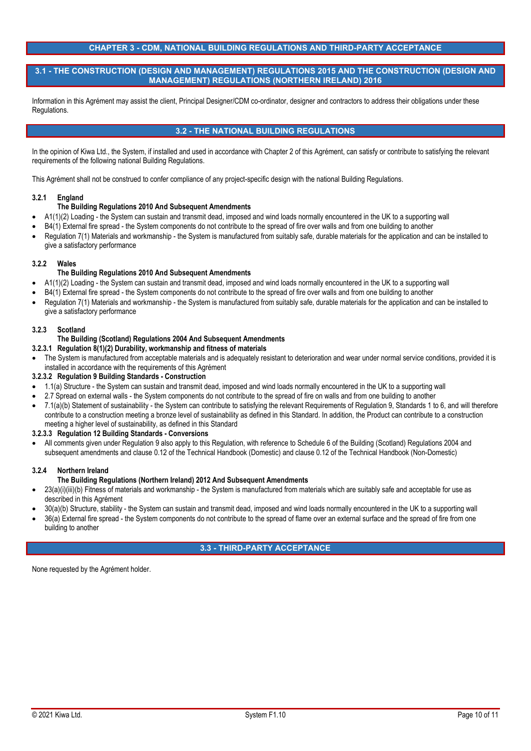# CHAPTER 3 - CDM, NATIONAL BUILDING REGULATIONS AND THIRD-PARTY ACCEPTANCE

## 3.1 - THE CONSTRUCTION (DESIGN AND MANAGEMENT) REGULATIONS 2015 AND THE CONSTRUCTION (DESIGN AND MANAGEMENT) REGULATIONS (NORTHERN IRELAND) 2016

Information in this Agrément may assist the client, Principal Designer/CDM co-ordinator, designer and contractors to address their obligations under these Regulations.

## 3.2 - THE NATIONAL BUILDING REGULATIONS

In the opinion of Kiwa Ltd., the System, if installed and used in accordance with Chapter 2 of this Agrément, can satisfy or contribute to satisfying the relevant requirements of the following national Building Regulations.

This Agrément shall not be construed to confer compliance of any project-specific design with the national Building Regulations.

### 3.2.1 England

**The Building Regulations 2010 And Subsequent Amendments**

- A1(1)(2) Loading - the System can sustain and transmit dead, imposed and wind loads normally encountered in the UK to a supporting wall
- B4(1) External fire spread - the System components do not contribute to the spread of fire over walls and from one building to another
- Regulation 7(1) Materials and workmanship - the System is manufactured from suitably safe, durable materials for the application and can be installed to give a satisfactory performance

### 3.2.2 Wales

**The Building Regulations 2010 And Subsequent Amendments**

- A1(1)(2) Loading - the System can sustain and transmit dead, imposed and wind loads normally encountered in the UK to a supporting wall
- B4(1) External fire spread - the System components do not contribute to the spread of fire over walls and from one building to another
- Regulation 7(1) Materials and workmanship - the System is manufactured from suitably safe, durable materials for the application and can be installed to give a satisfactory performance

### 3.2.3 Scotland

**The Building (Scotland) Regulations 2004 And Subsequent Amendments**

#### 3.2.3.1 Regulation 8(1)(2) Durability, workmanship and fitness of materials

- The System is manufactured from acceptable materials and is adequately resistant to deterioration and wear under normal service conditions, provided it is installed in accordance with the requirements of this Agrément

#### 3.2.3.2 Regulation 9 Building Standards - Construction

- 1.1(a) Structure - the System can sustain and transmit dead, imposed and wind loads normally encountered in the UK to a supporting wall
- 2.7 Spread on external walls - the System components do not contribute to the spread of fire on walls and from one building to another
- 7.1(a)(b) Statement of sustainability - the System can contribute to satisfying the relevant Requirements of Regulation 9, Standards 1 to 6, and will therefore contribute to a construction meeting a bronze level of sustainability as defined in this Standard. In addition, the Product can contribute to a construction meeting a higher level of sustainability, as defined in this Standard

#### 3.2.3.3 Regulation 12 Building Standards - Conversions

- All comments given under Regulation 9 also apply to this Regulation, with reference to Schedule 6 of the Building (Scotland) Regulations 2004 and subsequent amendments and clause 0.12 of the Technical Handbook (Domestic) and clause 0.12 of the Technical Handbook (Non-Domestic)

### 3.2.4 Northern Ireland

**The Building Regulations (Northern Ireland) 2012 And Subsequent Amendments**

- 23(a)(i)(iii)(b) Fitness of materials and workmanship - the System is manufactured from materials which are suitably safe and acceptable for use as described in this Agrément
- 30(a)(b) Structure, stability - the System can sustain and transmit dead, imposed and wind loads normally encountered in the UK to a supporting wall
- 36(a) External fire spread - the System components do not contribute to the spread of flame over an external surface and the spread of fire from one building to another

## 3.3 - THIRD-PARTY ACCEPTANCE

None requested by the Agrément holder.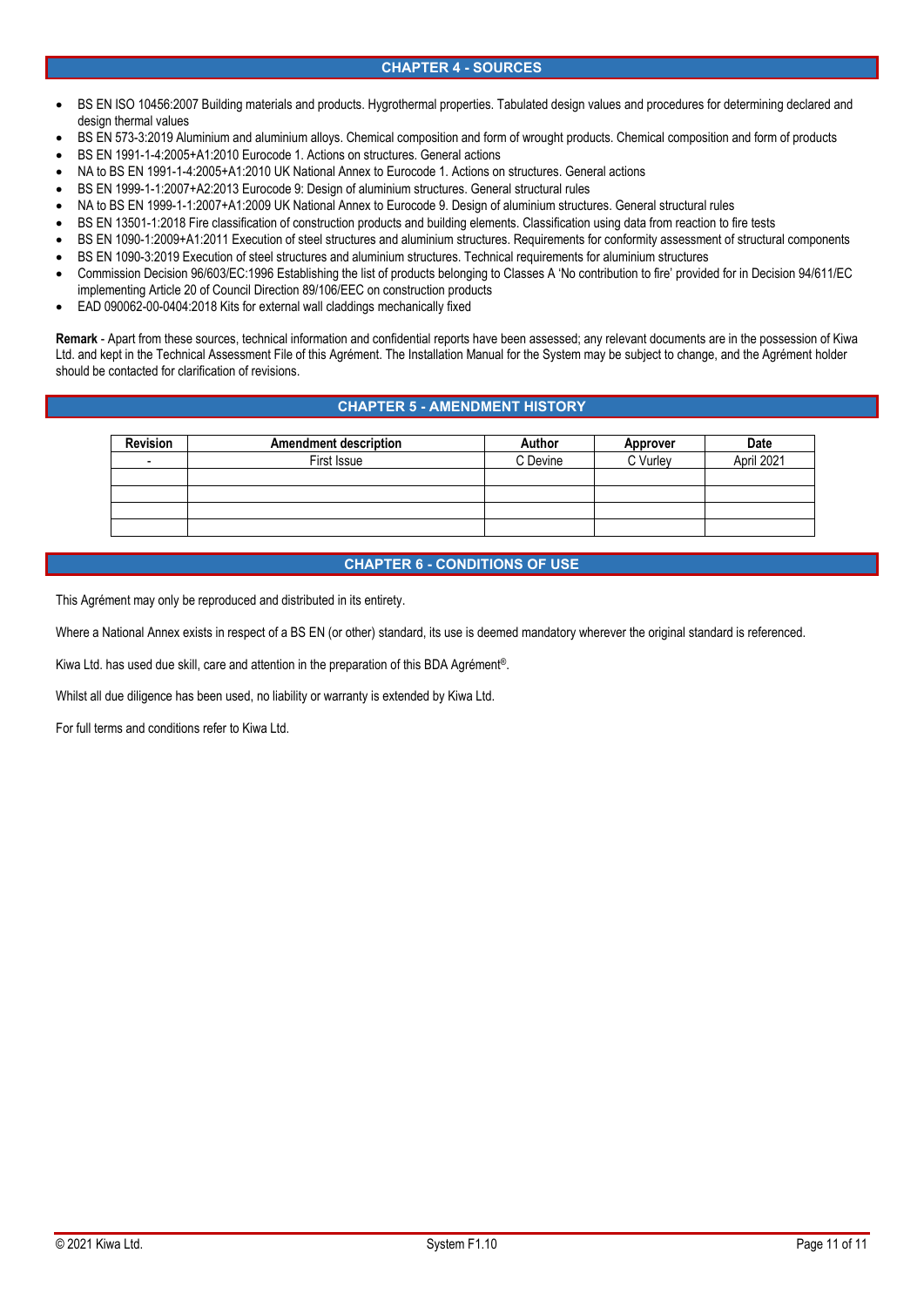## CHAPTER 4 - SOURCES

- BS EN ISO 10456:2007 Building materials and products. Hygrothermal properties. Tabulated design values and procedures for determining declared and design thermal values
- BS EN 573-3:2019 Aluminium and aluminium alloys. Chemical composition and form of wrought products. Chemical composition and form of products
- BS EN 1991-1-4:2005+A1:2010 Eurocode 1. Actions on structures. General actions
- NA to BS EN 1991-1-4:2005+A1:2010 UK National Annex to Eurocode 1. Actions on structures. General actions
- BS EN 1999-1-1:2007+A2:2013 Eurocode 9: Design of aluminium structures. General structural rules
- NA to BS EN 1999-1-1:2007+A1:2009 UK National Annex to Eurocode 9. Design of aluminium structures. General structural rules
- BS EN 13501-1:2018 Fire classification of construction products and building elements. Classification using data from reaction to fire tests
- BS EN 1090-1:2009+A1:2011 Execution of steel structures and aluminium structures. Requirements for conformity assessment of structural components
- BS EN 1090-3:2019 Execution of steel structures and aluminium structures. Technical requirements for aluminium structures
- Commission Decision 96/603/EC:1996 Establishing the list of products belonging to Classes A 'No contribution to fire' provided for in Decision 94/611/EC implementing Article 20 of Council Direction 89/106/EEC on construction products
- EAD 090062-00-0404:2018 Kits for external wall claddings mechanically fixed

**Remark** - Apart from these sources, technical information and confidential reports have been assessed; any relevant documents are in the possession of Kiwa Ltd. and kept in the Technical Assessment File of this Agrément. The Installation Manual for the System may be subject to change, and the Agrément holder should be contacted for clarification of revisions.

## CHAPTER 5 - AMENDMENT HISTORY

| Revision | Amendment description | Author | Approver | Date |
|---|---|---|---|---|
| - | First Issue | C Devine | C Vurley | April 2021 |
| | | | | |
| | | | | |
| | | | | |
| | | | | |

## CHAPTER 6 - CONDITIONS OF USE

This Agrément may only be reproduced and distributed in its entirety.

Where a National Annex exists in respect of a BS EN (or other) standard, its use is deemed mandatory wherever the original standard is referenced.

Kiwa Ltd. has used due skill, care and attention in the preparation of this BDA Agrément®.

Whilst all due diligence has been used, no liability or warranty is extended by Kiwa Ltd.

For full terms and conditions refer to Kiwa Ltd.